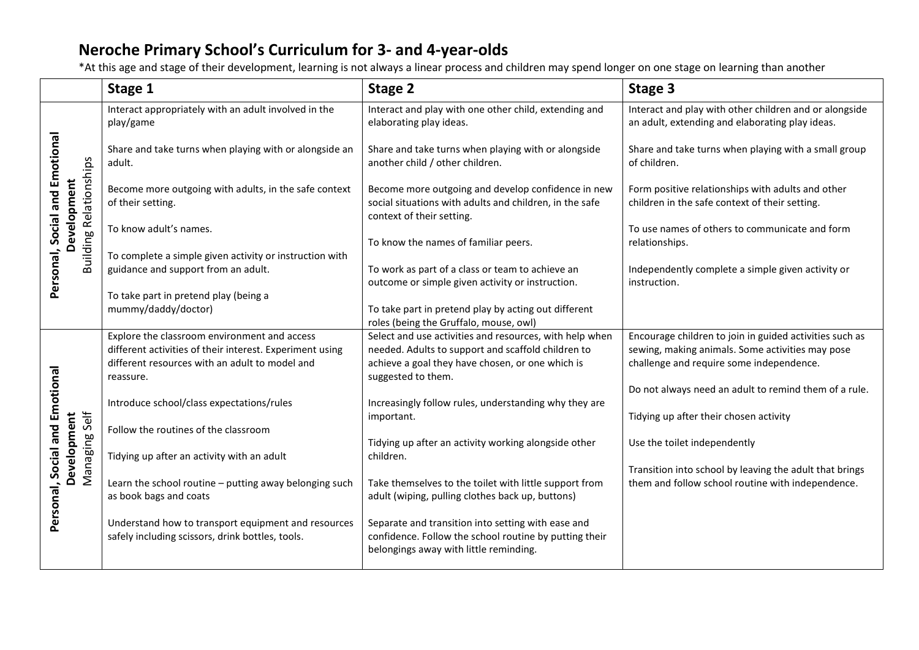# Neroche Primary School's Curriculum for 3- and 4-year-olds

*At this age and stage of their development, learning is not always a linear process and children may spend longer on one stage on learning than another

| | Stage 1 | Stage 2 | Stage 3 |
|---|---|---|---|
| **Personal, Social and Emotional Development** Building Relationships | Interact appropriately with an adult involved in the play/game<br><br>Share and take turns when playing with or alongside an adult.<br><br>Become more outgoing with adults, in the safe context of their setting.<br><br>To know adult's names.<br><br>To complete a simple given activity or instruction with guidance and support from an adult.<br><br>To take part in pretend play (being a mummy/daddy/doctor) | Interact and play with one other child, extending and elaborating play ideas.<br><br>Share and take turns when playing with or alongside another child / other children.<br><br>Become more outgoing and develop confidence in new social situations with adults and children, in the safe context of their setting.<br><br>To know the names of familiar peers.<br><br>To work as part of a class or team to achieve an outcome or simple given activity or instruction.<br><br>To take part in pretend play by acting out different roles (being the Gruffalo, mouse, owl) | Interact and play with other children and or alongside an adult, extending and elaborating play ideas.<br><br>Share and take turns when playing with a small group of children.<br><br>Form positive relationships with adults and other children in the safe context of their setting.<br><br>To use names of others to communicate and form relationships.<br><br>Independently complete a simple given activity or instruction. |
| **Personal, Social and Emotional Development** Managing Self | Explore the classroom environment and access different activities of their interest. Experiment using different resources with an adult to model and reassure.<br><br>Introduce school/class expectations/rules<br><br>Follow the routines of the classroom<br><br>Tidying up after an activity with an adult<br><br>Learn the school routine – putting away belonging such as book bags and coats<br><br>Understand how to transport equipment and resources safely including scissors, drink bottles, tools. | Select and use activities and resources, with help when needed. Adults to support and scaffold children to achieve a goal they have chosen, or one which is suggested to them.<br><br>Increasingly follow rules, understanding why they are important.<br><br>Tidying up after an activity working alongside other children.<br><br>Take themselves to the toilet with little support from adult (wiping, pulling clothes back up, buttons)<br><br>Separate and transition into setting with ease and confidence. Follow the school routine by putting their belongings away with little reminding. | Encourage children to join in guided activities such as sewing, making animals. Some activities may pose challenge and require some independence.<br><br>Do not always need an adult to remind them of a rule.<br><br>Tidying up after their chosen activity<br><br>Use the toilet independently<br><br>Transition into school by leaving the adult that brings them and follow school routine with independence. |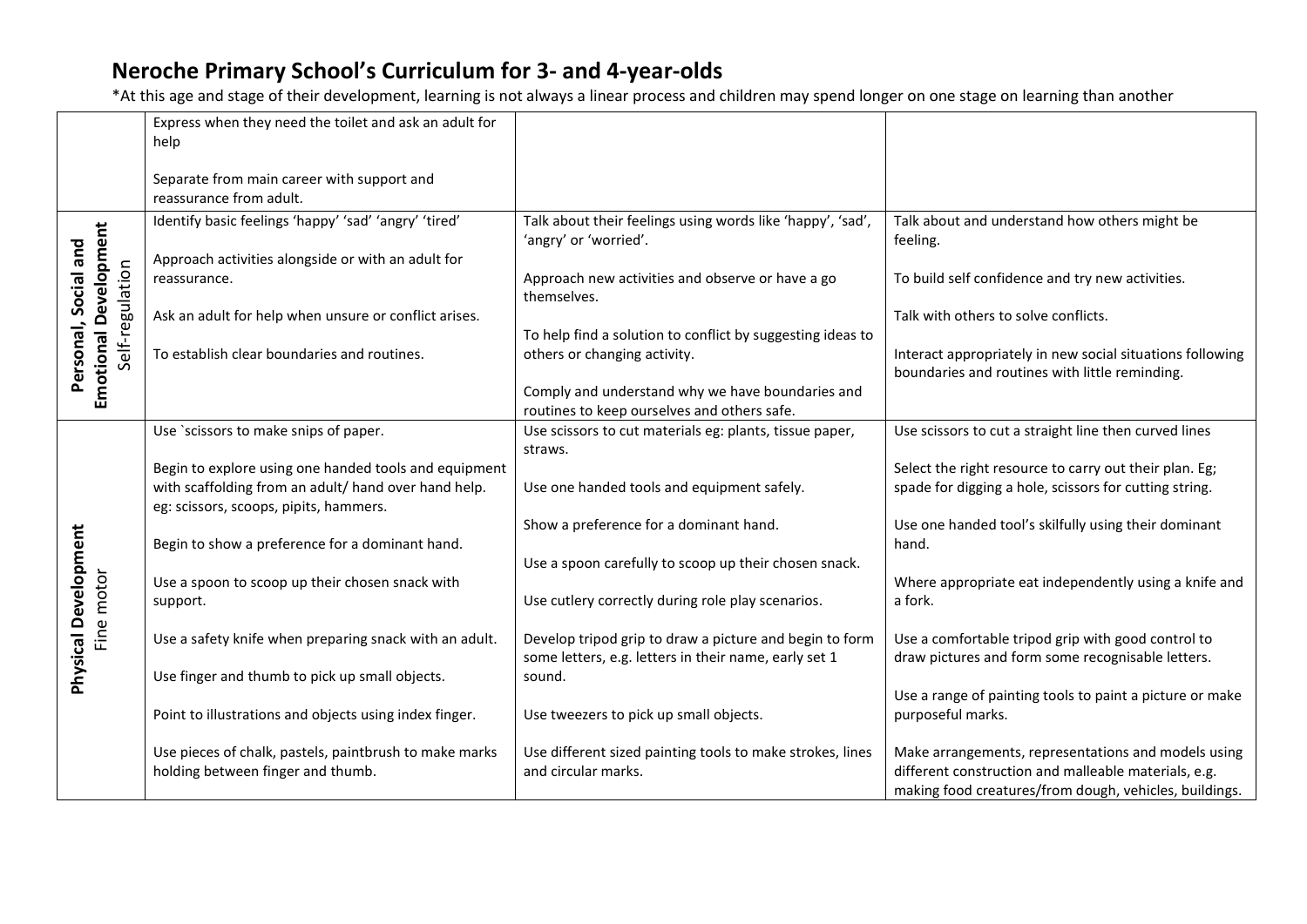## Neroche Primary School's Curriculum for 3- and 4-year-olds

*At this age and stage of their development, learning is not always a linear process and children may spend longer on one stage on learning than another

| | | | |
|---|---|---|---|
| | Express when they need the toilet and ask an adult for help<br><br>Separate from main career with support and reassurance from adult. | | |
| **Personal, Social and Emotional Development** Self-regulation | Identify basic feelings 'happy' 'sad' 'angry' 'tired'<br><br>Approach activities alongside or with an adult for reassurance.<br><br>Ask an adult for help when unsure or conflict arises.<br><br>To establish clear boundaries and routines. | Talk about their feelings using words like 'happy', 'sad', 'angry' or 'worried'.<br><br>Approach new activities and observe or have a go themselves.<br><br>To help find a solution to conflict by suggesting ideas to others or changing activity.<br><br>Comply and understand why we have boundaries and routines to keep ourselves and others safe. | Talk about and understand how others might be feeling.<br><br>To build self confidence and try new activities.<br><br>Talk with others to solve conflicts.<br><br>Interact appropriately in new social situations following boundaries and routines with little reminding. |
| **Physical Development** Fine motor | Use `scissors to make snips of paper.<br><br>Begin to explore using one handed tools and equipment with scaffolding from an adult/ hand over hand help. eg: scissors, scoops, pipits, hammers.<br><br>Begin to show a preference for a dominant hand.<br><br>Use a spoon to scoop up their chosen snack with support.<br><br>Use a safety knife when preparing snack with an adult.<br><br>Use finger and thumb to pick up small objects.<br><br>Point to illustrations and objects using index finger.<br><br>Use pieces of chalk, pastels, paintbrush to make marks holding between finger and thumb. | Use scissors to cut materials eg: plants, tissue paper, straws.<br><br>Use one handed tools and equipment safely.<br><br>Show a preference for a dominant hand.<br><br>Use a spoon carefully to scoop up their chosen snack.<br><br>Use cutlery correctly during role play scenarios.<br><br>Develop tripod grip to draw a picture and begin to form some letters, e.g. letters in their name, early set 1 sound.<br><br>Use tweezers to pick up small objects.<br><br>Use different sized painting tools to make strokes, lines and circular marks. | Use scissors to cut a straight line then curved lines<br><br>Select the right resource to carry out their plan. Eg; spade for digging a hole, scissors for cutting string.<br><br>Use one handed tool's skilfully using their dominant hand.<br><br>Where appropriate eat independently using a knife and a fork.<br><br>Use a comfortable tripod grip with good control to draw pictures and form some recognisable letters.<br><br>Use a range of painting tools to paint a picture or make purposeful marks.<br><br>Make arrangements, representations and models using different construction and malleable materials, e.g. making food creatures/from dough, vehicles, buildings. |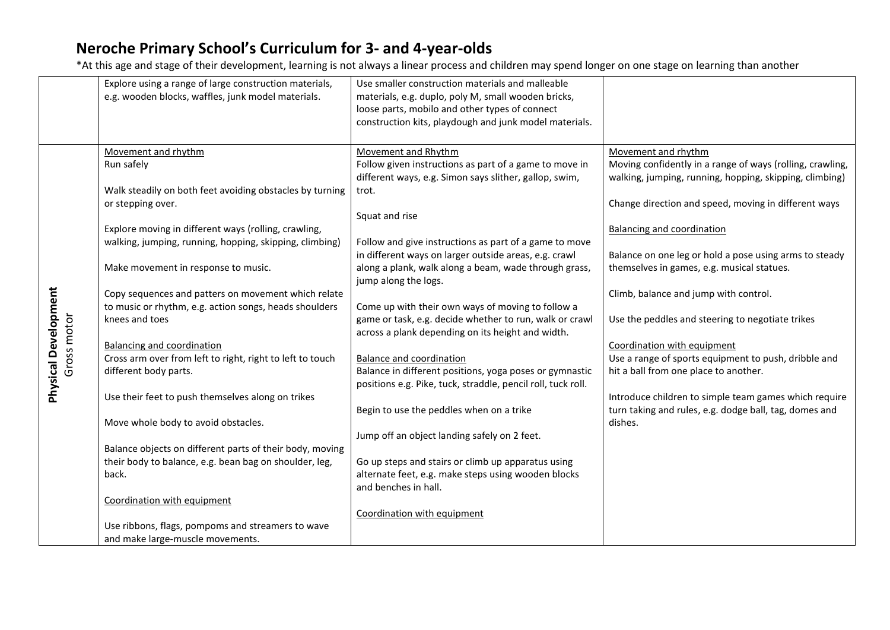# Neroche Primary School's Curriculum for 3- and 4-year-olds

*At this age and stage of their development, learning is not always a linear process and children may spend longer on one stage on learning than another

| | | | |
|---|---|---|---|
| | Explore using a range of large construction materials, e.g. wooden blocks, waffles, junk model materials. | Use smaller construction materials and malleable materials, e.g. duplo, poly M, small wooden bricks, loose parts, mobilo and other types of connect construction kits, playdough and junk model materials. | |
| **Physical Development** Gross motor | <u>Movement and rhythm</u><br>Run safely<br><br>Walk steadily on both feet avoiding obstacles by turning or stepping over.<br><br>Explore moving in different ways (rolling, crawling, walking, jumping, running, hopping, skipping, climbing)<br><br>Make movement in response to music.<br><br>Copy sequences and patters on movement which relate to music or rhythm, e.g. action songs, heads shoulders knees and toes<br><br><u>Balancing and coordination</u><br>Cross arm over from left to right, right to left to touch different body parts.<br><br>Use their feet to push themselves along on trikes<br><br>Move whole body to avoid obstacles.<br><br>Balance objects on different parts of their body, moving their body to balance, e.g. bean bag on shoulder, leg, back.<br><br><u>Coordination with equipment</u><br><br>Use ribbons, flags, pompoms and streamers to wave and make large-muscle movements. | <u>Movement and Rhythm</u><br>Follow given instructions as part of a game to move in different ways, e.g. Simon says slither, gallop, swim, trot.<br><br>Squat and rise<br><br>Follow and give instructions as part of a game to move in different ways on larger outside areas, e.g. crawl along a plank, walk along a beam, wade through grass, jump along the logs.<br><br>Come up with their own ways of moving to follow a game or task, e.g. decide whether to run, walk or crawl across a plank depending on its height and width.<br><br><u>Balance and coordination</u><br>Balance in different positions, yoga poses or gymnastic positions e.g. Pike, tuck, straddle, pencil roll, tuck roll.<br><br>Begin to use the peddles when on a trike<br><br>Jump off an object landing safely on 2 feet.<br><br>Go up steps and stairs or climb up apparatus using alternate feet, e.g. make steps using wooden blocks and benches in hall.<br><br><u>Coordination with equipment</u> | <u>Movement and rhythm</u><br>Moving confidently in a range of ways (rolling, crawling, walking, jumping, running, hopping, skipping, climbing)<br><br>Change direction and speed, moving in different ways<br><br><u>Balancing and coordination</u><br><br>Balance on one leg or hold a pose using arms to steady themselves in games, e.g. musical statues.<br><br>Climb, balance and jump with control.<br><br>Use the peddles and steering to negotiate trikes<br><br><u>Coordination with equipment</u><br>Use a range of sports equipment to push, dribble and hit a ball from one place to another.<br><br>Introduce children to simple team games which require turn taking and rules, e.g. dodge ball, tag, domes and dishes. |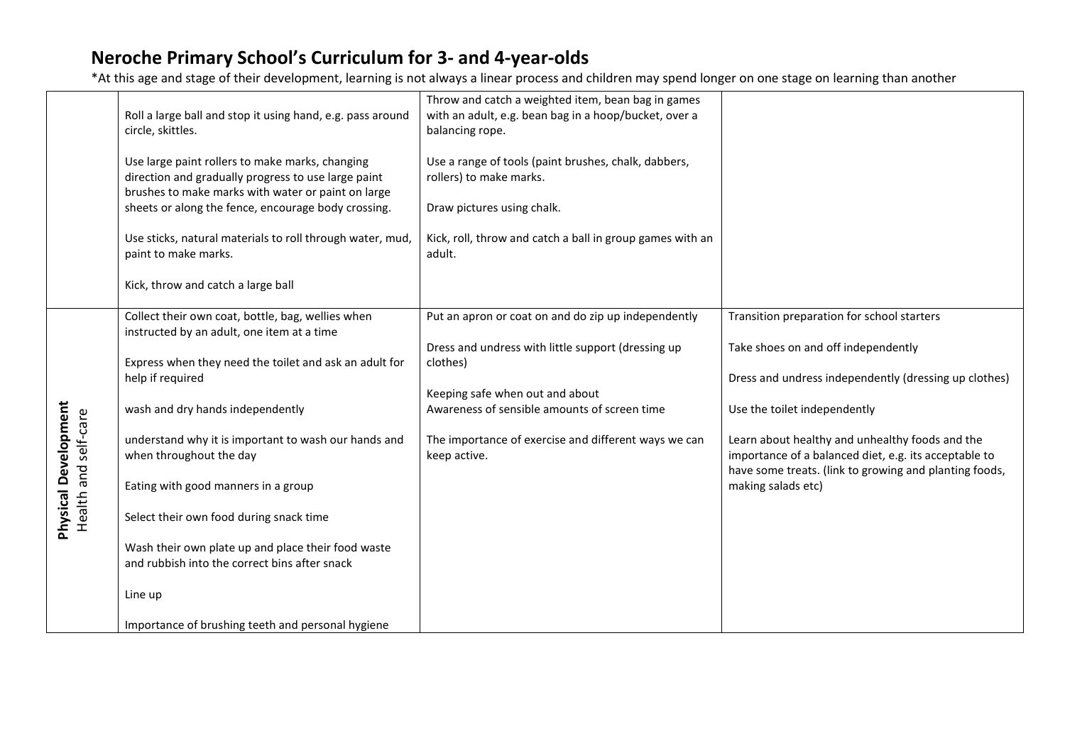# Neroche Primary School's Curriculum for 3- and 4-year-olds

*At this age and stage of their development, learning is not always a linear process and children may spend longer on one stage on learning than another

| | | | |
|---|---|---|---|
| | Roll a large ball and stop it using hand, e.g. pass around circle, skittles.<br><br>Use large paint rollers to make marks, changing direction and gradually progress to use large paint brushes to make marks with water or paint on large sheets or along the fence, encourage body crossing.<br><br>Use sticks, natural materials to roll through water, mud, paint to make marks.<br><br>Kick, throw and catch a large ball | Throw and catch a weighted item, bean bag in games with an adult, e.g. bean bag in a hoop/bucket, over a balancing rope.<br><br>Use a range of tools (paint brushes, chalk, dabbers, rollers) to make marks.<br><br>Draw pictures using chalk.<br><br>Kick, roll, throw and catch a ball in group games with an adult. | |
| **Physical Development**<br>Health and self-care | Collect their own coat, bottle, bag, wellies when instructed by an adult, one item at a time<br><br>Express when they need the toilet and ask an adult for help if required<br><br>wash and dry hands independently<br><br>understand why it is important to wash our hands and when throughout the day<br><br>Eating with good manners in a group<br><br>Select their own food during snack time<br><br>Wash their own plate up and place their food waste and rubbish into the correct bins after snack<br><br>Line up<br><br>Importance of brushing teeth and personal hygiene | Put an apron or coat on and do zip up independently<br><br>Dress and undress with little support (dressing up clothes)<br><br>Keeping safe when out and about<br>Awareness of sensible amounts of screen time<br><br>The importance of exercise and different ways we can keep active. | Transition preparation for school starters<br><br>Take shoes on and off independently<br><br>Dress and undress independently (dressing up clothes)<br><br>Use the toilet independently<br><br>Learn about healthy and unhealthy foods and the importance of a balanced diet, e.g. its acceptable to have some treats. (link to growing and planting foods, making salads etc) |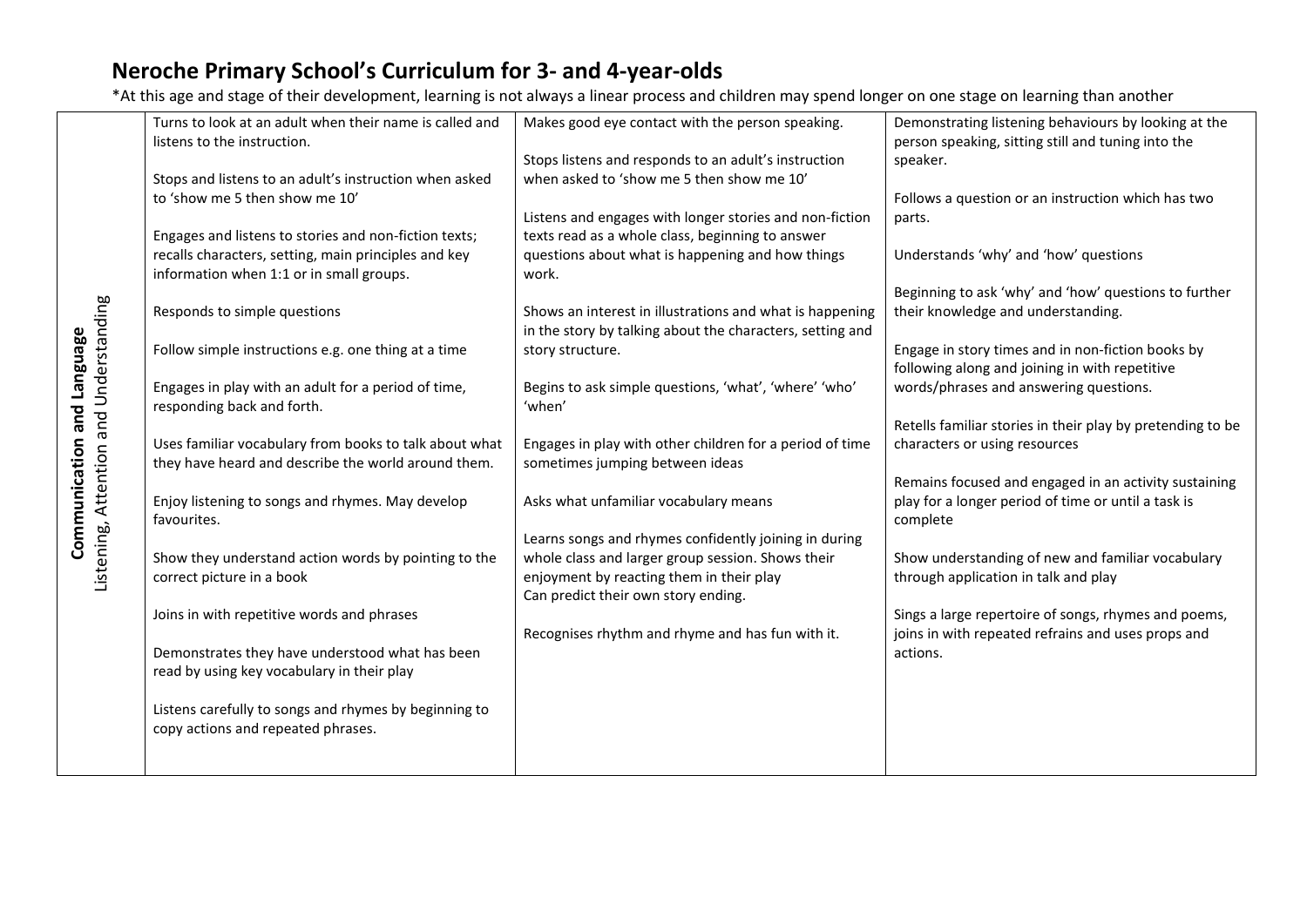# Neroche Primary School's Curriculum for 3- and 4-year-olds

*At this age and stage of their development, learning is not always a linear process and children may spend longer on one stage on learning than another

| | | | |
|---|---|---|---|
| **Communication and Language** Listening, Attention and Understanding | Turns to look at an adult when their name is called and listens to the instruction.<br><br>Stops and listens to an adult's instruction when asked to 'show me 5 then show me 10'<br><br>Engages and listens to stories and non-fiction texts; recalls characters, setting, main principles and key information when 1:1 or in small groups.<br><br>Responds to simple questions<br><br>Follow simple instructions e.g. one thing at a time<br><br>Engages in play with an adult for a period of time, responding back and forth.<br><br>Uses familiar vocabulary from books to talk about what they have heard and describe the world around them.<br><br>Enjoy listening to songs and rhymes. May develop favourites.<br><br>Show they understand action words by pointing to the correct picture in a book<br><br>Joins in with repetitive words and phrases<br><br>Demonstrates they have understood what has been read by using key vocabulary in their play<br><br>Listens carefully to songs and rhymes by beginning to copy actions and repeated phrases. | Makes good eye contact with the person speaking.<br><br>Stops listens and responds to an adult's instruction when asked to 'show me 5 then show me 10'<br><br>Listens and engages with longer stories and non-fiction texts read as a whole class, beginning to answer questions about what is happening and how things work.<br><br>Shows an interest in illustrations and what is happening in the story by talking about the characters, setting and story structure.<br><br>Begins to ask simple questions, 'what', 'where' 'who' 'when'<br><br>Engages in play with other children for a period of time sometimes jumping between ideas<br><br>Asks what unfamiliar vocabulary means<br><br>Learns songs and rhymes confidently joining in during whole class and larger group session. Shows their enjoyment by reacting them in their play<br>Can predict their own story ending.<br><br>Recognises rhythm and rhyme and has fun with it. | Demonstrating listening behaviours by looking at the person speaking, sitting still and tuning into the speaker.<br><br>Follows a question or an instruction which has two parts.<br><br>Understands 'why' and 'how' questions<br><br>Beginning to ask 'why' and 'how' questions to further their knowledge and understanding.<br><br>Engage in story times and in non-fiction books by following along and joining in with repetitive words/phrases and answering questions.<br><br>Retells familiar stories in their play by pretending to be characters or using resources<br><br>Remains focused and engaged in an activity sustaining play for a longer period of time or until a task is complete<br><br>Show understanding of new and familiar vocabulary through application in talk and play<br><br>Sings a large repertoire of songs, rhymes and poems, joins in with repeated refrains and uses props and actions. |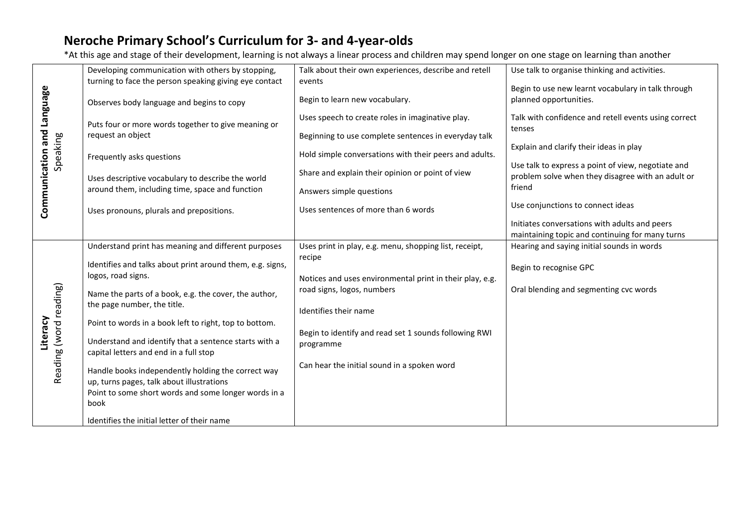# Neroche Primary School's Curriculum for 3- and 4-year-olds

*At this age and stage of their development, learning is not always a linear process and children may spend longer on one stage on learning than another

| | | | |
|---|---|---|---|
| **Communication and Language** Speaking | Developing communication with others by stopping, turning to face the person speaking giving eye contact<br><br>Observes body language and begins to copy<br><br>Puts four or more words together to give meaning or request an object<br><br>Frequently asks questions<br><br>Uses descriptive vocabulary to describe the world around them, including time, space and function<br><br>Uses pronouns, plurals and prepositions. | Talk about their own experiences, describe and retell events<br><br>Begin to learn new vocabulary.<br><br>Uses speech to create roles in imaginative play.<br><br>Beginning to use complete sentences in everyday talk<br><br>Hold simple conversations with their peers and adults.<br><br>Share and explain their opinion or point of view<br><br>Answers simple questions<br><br>Uses sentences of more than 6 words | Use talk to organise thinking and activities.<br><br>Begin to use new learnt vocabulary in talk through planned opportunities.<br><br>Talk with confidence and retell events using correct tenses<br><br>Explain and clarify their ideas in play<br><br>Use talk to express a point of view, negotiate and problem solve when they disagree with an adult or friend<br><br>Use conjunctions to connect ideas<br><br>Initiates conversations with adults and peers maintaining topic and continuing for many turns |
| **Literacy** Reading (word reading) | Understand print has meaning and different purposes<br><br>Identifies and talks about print around them, e.g. signs, logos, road signs.<br><br>Name the parts of a book, e.g. the cover, the author, the page number, the title.<br><br>Point to words in a book left to right, top to bottom.<br><br>Understand and identify that a sentence starts with a capital letters and end in a full stop<br><br>Handle books independently holding the correct way up, turns pages, talk about illustrations<br>Point to some short words and some longer words in a book<br><br>Identifies the initial letter of their name | Uses print in play, e.g. menu, shopping list, receipt, recipe<br><br>Notices and uses environmental print in their play, e.g. road signs, logos, numbers<br><br>Identifies their name<br><br>Begin to identify and read set 1 sounds following RWI programme<br><br>Can hear the initial sound in a spoken word | Hearing and saying initial sounds in words<br><br>Begin to recognise GPC<br><br>Oral blending and segmenting cvc words |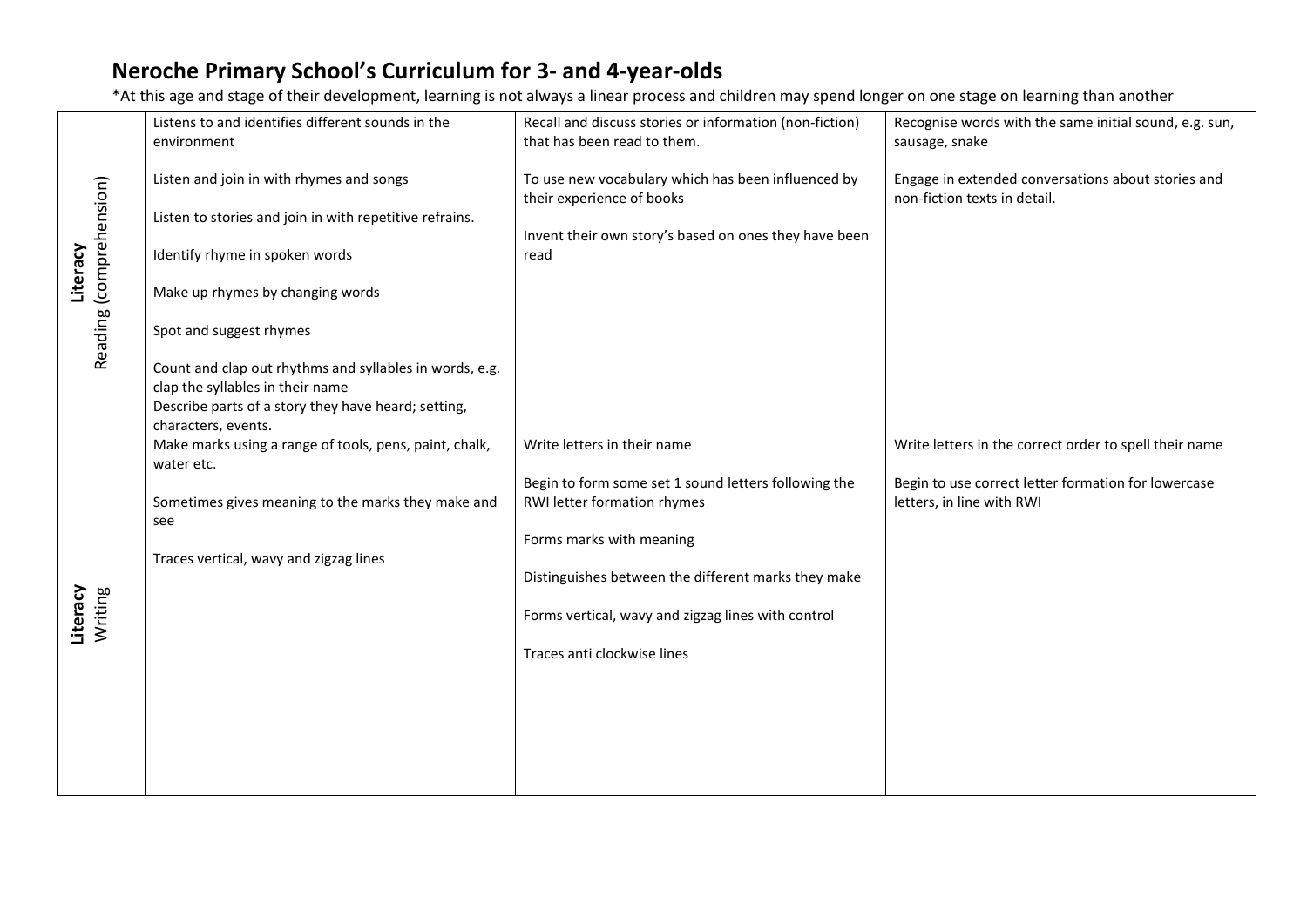# Neroche Primary School's Curriculum for 3- and 4-year-olds

*At this age and stage of their development, learning is not always a linear process and children may spend longer on one stage on learning than another

| | | | |
|---|---|---|---|
| **Literacy** Reading (comprehension) | Listens to and identifies different sounds in the environment<br><br>Listen and join in with rhymes and songs<br><br>Listen to stories and join in with repetitive refrains.<br><br>Identify rhyme in spoken words<br><br>Make up rhymes by changing words<br><br>Spot and suggest rhymes<br><br>Count and clap out rhythms and syllables in words, e.g. clap the syllables in their name<br>Describe parts of a story they have heard; setting, characters, events. | Recall and discuss stories or information (non-fiction) that has been read to them.<br><br>To use new vocabulary which has been influenced by their experience of books<br><br>Invent their own story's based on ones they have been read | Recognise words with the same initial sound, e.g. sun, sausage, snake<br><br>Engage in extended conversations about stories and non-fiction texts in detail. |
| **Literacy** Writing | Make marks using a range of tools, pens, paint, chalk, water etc.<br><br>Sometimes gives meaning to the marks they make and see<br><br>Traces vertical, wavy and zigzag lines | Write letters in their name<br><br>Begin to form some set 1 sound letters following the RWI letter formation rhymes<br><br>Forms marks with meaning<br><br>Distinguishes between the different marks they make<br><br>Forms vertical, wavy and zigzag lines with control<br><br>Traces anti clockwise lines | Write letters in the correct order to spell their name<br><br>Begin to use correct letter formation for lowercase letters, in line with RWI |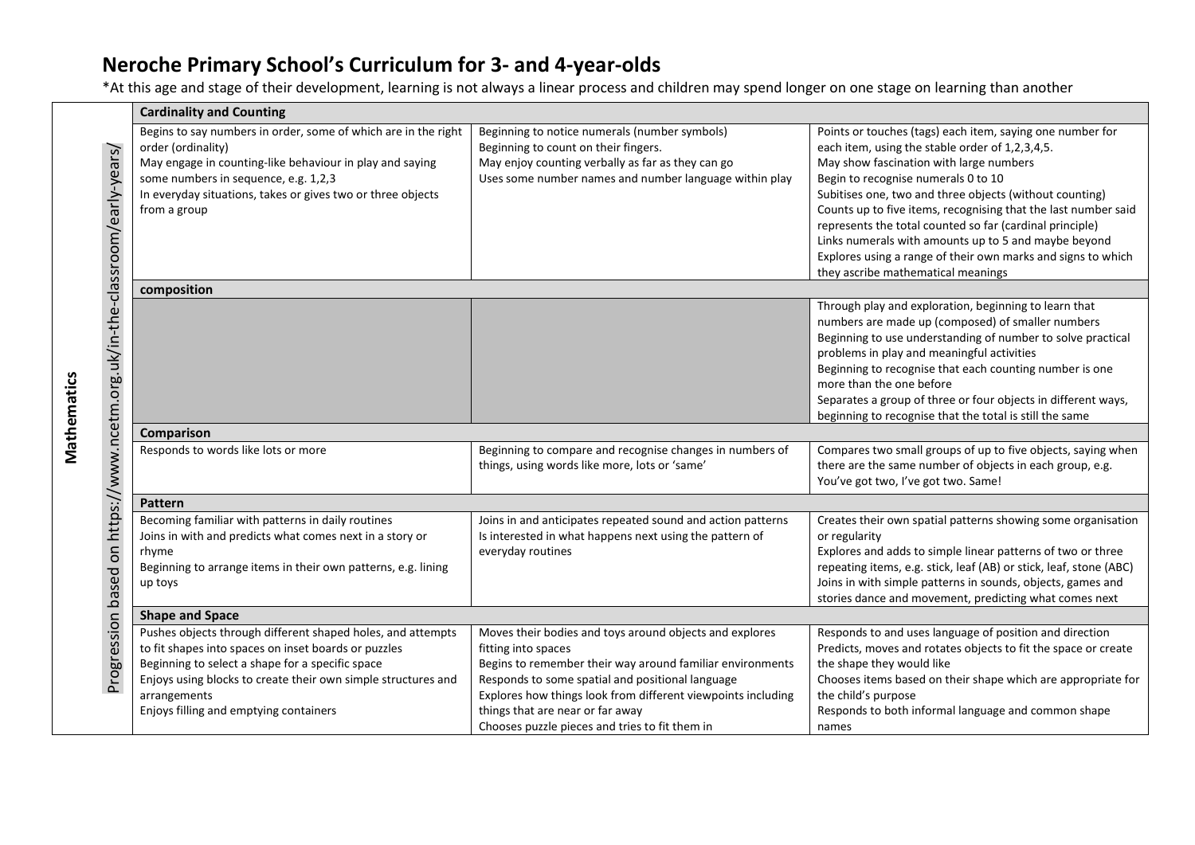# Neroche Primary School's Curriculum for 3- and 4-year-olds

*At this age and stage of their development, learning is not always a linear process and children may spend longer on one stage on learning than another

**Mathematics**

Progression based on https://www.ncetm.org.uk/in-the-classroom/early-years/

| **Cardinality and Counting** | | |
|---|---|---|
| Begins to say numbers in order, some of which are in the right order (ordinality)<br>May engage in counting-like behaviour in play and saying some numbers in sequence, e.g. 1,2,3<br>In everyday situations, takes or gives two or three objects from a group | Beginning to notice numerals (number symbols)<br>Beginning to count on their fingers.<br>May enjoy counting verbally as far as they can go<br>Uses some number names and number language within play | Points or touches (tags) each item, saying one number for each item, using the stable order of 1,2,3,4,5.<br>May show fascination with large numbers<br>Begin to recognise numerals 0 to 10<br>Subitises one, two and three objects (without counting)<br>Counts up to five items, recognising that the last number said represents the total counted so far (cardinal principle)<br>Links numerals with amounts up to 5 and maybe beyond<br>Explores using a range of their own marks and signs to which they ascribe mathematical meanings |
| **composition** | | |
| | | Through play and exploration, beginning to learn that numbers are made up (composed) of smaller numbers<br>Beginning to use understanding of number to solve practical problems in play and meaningful activities<br>Beginning to recognise that each counting number is one more than the one before<br>Separates a group of three or four objects in different ways, beginning to recognise that the total is still the same |
| **Comparison** | | |
| Responds to words like lots or more | Beginning to compare and recognise changes in numbers of things, using words like more, lots or 'same' | Compares two small groups of up to five objects, saying when there are the same number of objects in each group, e.g. You've got two, I've got two. Same! |
| **Pattern** | | |
| Becoming familiar with patterns in daily routines<br>Joins in with and predicts what comes next in a story or rhyme<br>Beginning to arrange items in their own patterns, e.g. lining up toys | Joins in and anticipates repeated sound and action patterns<br>Is interested in what happens next using the pattern of everyday routines | Creates their own spatial patterns showing some organisation or regularity<br>Explores and adds to simple linear patterns of two or three repeating items, e.g. stick, leaf (AB) or stick, leaf, stone (ABC)<br>Joins in with simple patterns in sounds, objects, games and stories dance and movement, predicting what comes next |
| **Shape and Space** | | |
| Pushes objects through different shaped holes, and attempts to fit shapes into spaces on inset boards or puzzles<br>Beginning to select a shape for a specific space<br>Enjoys using blocks to create their own simple structures and arrangements<br>Enjoys filling and emptying containers | Moves their bodies and toys around objects and explores fitting into spaces<br>Begins to remember their way around familiar environments<br>Responds to some spatial and positional language<br>Explores how things look from different viewpoints including things that are near or far away<br>Chooses puzzle pieces and tries to fit them in | Responds to and uses language of position and direction<br>Predicts, moves and rotates objects to fit the space or create the shape they would like<br>Chooses items based on their shape which are appropriate for the child's purpose<br>Responds to both informal language and common shape names |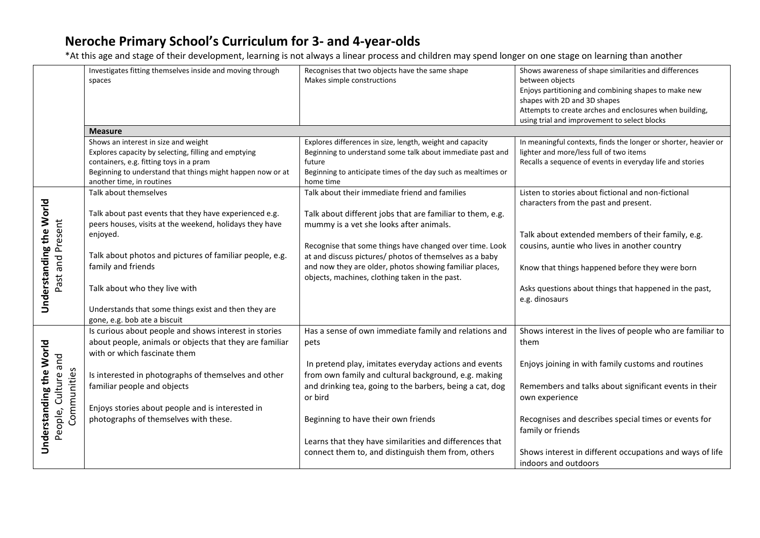# Neroche Primary School's Curriculum for 3- and 4-year-olds

*At this age and stage of their development, learning is not always a linear process and children may spend longer on one stage on learning than another

| | | | |
|---|---|---|---|
| | Investigates fitting themselves inside and moving through spaces | Recognises that two objects have the same shape<br>Makes simple constructions | Shows awareness of shape similarities and differences between objects<br>Enjoys partitioning and combining shapes to make new shapes with 2D and 3D shapes<br>Attempts to create arches and enclosures when building, using trial and improvement to select blocks |
| | **Measure** | | |
| | Shows an interest in size and weight<br>Explores capacity by selecting, filling and emptying containers, e.g. fitting toys in a pram<br>Beginning to understand that things might happen now or at another time, in routines | Explores differences in size, length, weight and capacity<br>Beginning to understand some talk about immediate past and future<br>Beginning to anticipate times of the day such as mealtimes or home time | In meaningful contexts, finds the longer or shorter, heavier or lighter and more/less full of two items<br>Recalls a sequence of events in everyday life and stories |
| **Understanding the World**<br>Past and Present | Talk about themselves<br><br>Talk about past events that they have experienced e.g. peers houses, visits at the weekend, holidays they have enjoyed.<br><br>Talk about photos and pictures of familiar people, e.g. family and friends<br><br>Talk about who they live with<br><br>Understands that some things exist and then they are gone, e.g. bob ate a biscuit | Talk about their immediate friend and families<br><br>Talk about different jobs that are familiar to them, e.g. mummy is a vet she looks after animals.<br><br>Recognise that some things have changed over time. Look at and discuss pictures/ photos of themselves as a baby and now they are older, photos showing familiar places, objects, machines, clothing taken in the past. | Listen to stories about fictional and non-fictional characters from the past and present.<br><br>Talk about extended members of their family, e.g. cousins, auntie who lives in another country<br><br>Know that things happened before they were born<br><br>Asks questions about things that happened in the past, e.g. dinosaurs |
| **Understanding the World**<br>People, Culture and Communities | Is curious about people and shows interest in stories about people, animals or objects that they are familiar with or which fascinate them<br><br>Is interested in photographs of themselves and other familiar people and objects<br><br>Enjoys stories about people and is interested in photographs of themselves with these. | Has a sense of own immediate family and relations and pets<br><br>In pretend play, imitates everyday actions and events from own family and cultural background, e.g. making and drinking tea, going to the barbers, being a cat, dog or bird<br><br>Beginning to have their own friends<br><br>Learns that they have similarities and differences that connect them to, and distinguish them from, others | Shows interest in the lives of people who are familiar to them<br><br>Enjoys joining in with family customs and routines<br><br>Remembers and talks about significant events in their own experience<br><br>Recognises and describes special times or events for family or friends<br><br>Shows interest in different occupations and ways of life indoors and outdoors |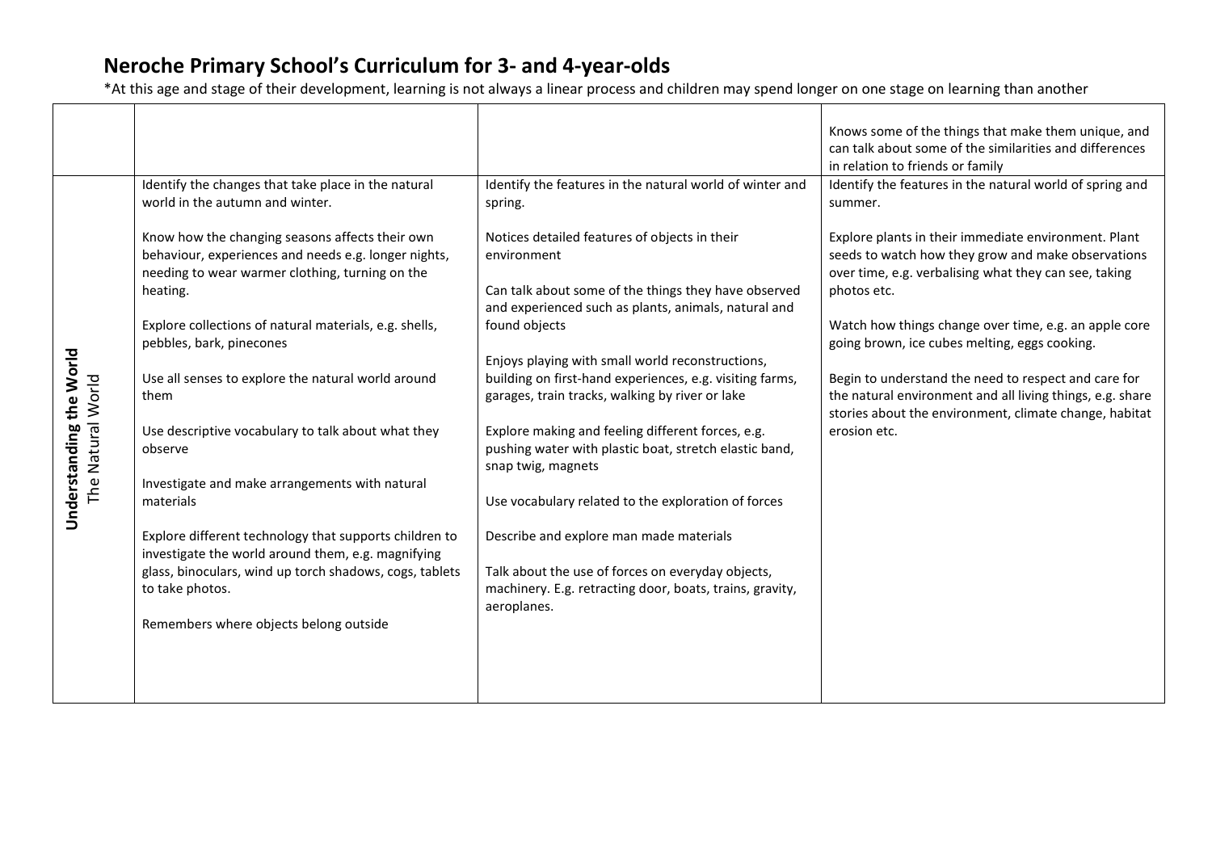# Neroche Primary School's Curriculum for 3- and 4-year-olds

*At this age and stage of their development, learning is not always a linear process and children may spend longer on one stage on learning than another

| | | | |
|---|---|---|---|
| | | | Knows some of the things that make them unique, and can talk about some of the similarities and differences in relation to friends or family |
| **Understanding the World** The Natural World | Identify the changes that take place in the natural world in the autumn and winter.<br><br>Know how the changing seasons affects their own behaviour, experiences and needs e.g. longer nights, needing to wear warmer clothing, turning on the heating.<br><br>Explore collections of natural materials, e.g. shells, pebbles, bark, pinecones<br><br>Use all senses to explore the natural world around them<br><br>Use descriptive vocabulary to talk about what they observe<br><br>Investigate and make arrangements with natural materials<br><br>Explore different technology that supports children to investigate the world around them, e.g. magnifying glass, binoculars, wind up torch shadows, cogs, tablets to take photos.<br><br>Remembers where objects belong outside | Identify the features in the natural world of winter and spring.<br><br>Notices detailed features of objects in their environment<br><br>Can talk about some of the things they have observed and experienced such as plants, animals, natural and found objects<br><br>Enjoys playing with small world reconstructions, building on first-hand experiences, e.g. visiting farms, garages, train tracks, walking by river or lake<br><br>Explore making and feeling different forces, e.g. pushing water with plastic boat, stretch elastic band, snap twig, magnets<br><br>Use vocabulary related to the exploration of forces<br><br>Describe and explore man made materials<br><br>Talk about the use of forces on everyday objects, machinery. E.g. retracting door, boats, trains, gravity, aeroplanes. | Identify the features in the natural world of spring and summer.<br><br>Explore plants in their immediate environment. Plant seeds to watch how they grow and make observations over time, e.g. verbalising what they can see, taking photos etc.<br><br>Watch how things change over time, e.g. an apple core going brown, ice cubes melting, eggs cooking.<br><br>Begin to understand the need to respect and care for the natural environment and all living things, e.g. share stories about the environment, climate change, habitat erosion etc. |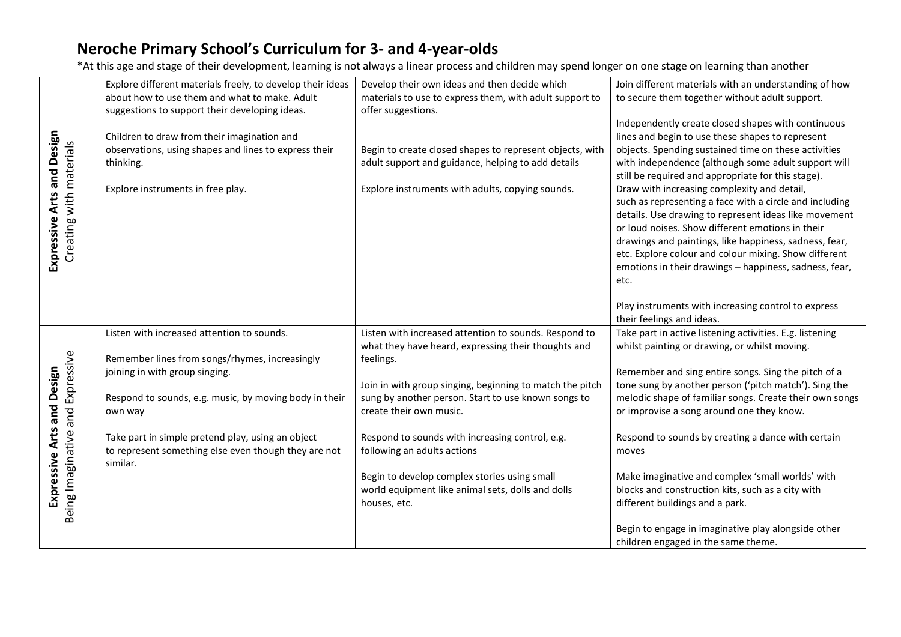# Neroche Primary School's Curriculum for 3- and 4-year-olds

*At this age and stage of their development, learning is not always a linear process and children may spend longer on one stage on learning than another

| | | | |
|---|---|---|---|
| **Expressive Arts and Design** Creating with materials | Explore different materials freely, to develop their ideas about how to use them and what to make. Adult suggestions to support their developing ideas.<br><br>Children to draw from their imagination and observations, using shapes and lines to express their thinking.<br><br>Explore instruments in free play. | Develop their own ideas and then decide which materials to use to express them, with adult support to offer suggestions.<br><br>Begin to create closed shapes to represent objects, with adult support and guidance, helping to add details<br><br>Explore instruments with adults, copying sounds. | Join different materials with an understanding of how to secure them together without adult support.<br><br>Independently create closed shapes with continuous lines and begin to use these shapes to represent objects. Spending sustained time on these activities with independence (although some adult support will still be required and appropriate for this stage).<br>Draw with increasing complexity and detail, such as representing a face with a circle and including details. Use drawing to represent ideas like movement or loud noises. Show different emotions in their drawings and paintings, like happiness, sadness, fear, etc. Explore colour and colour mixing. Show different emotions in their drawings – happiness, sadness, fear, etc.<br><br>Play instruments with increasing control to express their feelings and ideas. |
| **Expressive Arts and Design** Being Imaginative and Expressive | Listen with increased attention to sounds.<br><br>Remember lines from songs/rhymes, increasingly joining in with group singing.<br><br>Respond to sounds, e.g. music, by moving body in their own way<br><br>Take part in simple pretend play, using an object to represent something else even though they are not similar. | Listen with increased attention to sounds. Respond to what they have heard, expressing their thoughts and feelings.<br><br>Join in with group singing, beginning to match the pitch sung by another person. Start to use known songs to create their own music.<br><br>Respond to sounds with increasing control, e.g. following an adults actions<br><br>Begin to develop complex stories using small world equipment like animal sets, dolls and dolls houses, etc. | Take part in active listening activities. E.g. listening whilst painting or drawing, or whilst moving.<br><br>Remember and sing entire songs. Sing the pitch of a tone sung by another person ('pitch match'). Sing the melodic shape of familiar songs. Create their own songs or improvise a song around one they know.<br><br>Respond to sounds by creating a dance with certain moves<br><br>Make imaginative and complex 'small worlds' with blocks and construction kits, such as a city with different buildings and a park.<br><br>Begin to engage in imaginative play alongside other children engaged in the same theme. |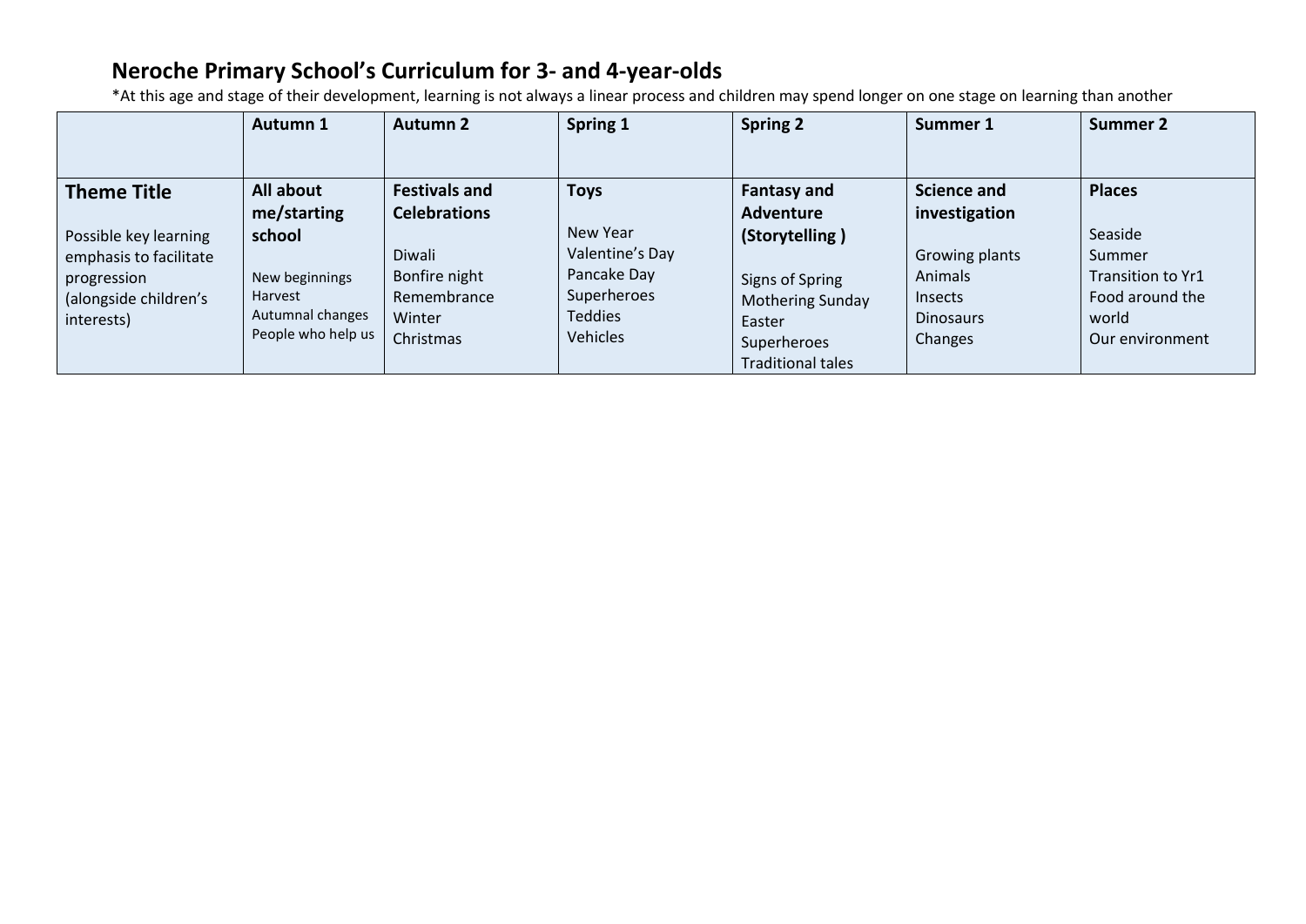# Neroche Primary School's Curriculum for 3- and 4-year-olds

*At this age and stage of their development, learning is not always a linear process and children may spend longer on one stage on learning than another

| | Autumn 1 | Autumn 2 | Spring 1 | Spring 2 | Summer 1 | Summer 2 |
|---|---|---|---|---|---|---|
| **Theme Title**<br><br>Possible key learning emphasis to facilitate progression (alongside children's interests) | **All about me/starting school**<br><br>New beginnings<br>Harvest<br>Autumnal changes<br>People who help us | **Festivals and Celebrations**<br><br>Diwali<br>Bonfire night<br>Remembrance<br>Winter<br>Christmas | **Toys**<br><br>New Year<br>Valentine's Day<br>Pancake Day<br>Superheroes<br>Teddies<br>Vehicles | **Fantasy and Adventure (Storytelling )**<br><br>Signs of Spring<br>Mothering Sunday<br>Easter<br>Superheroes<br>Traditional tales | **Science and investigation**<br><br>Growing plants<br>Animals<br>Insects<br>Dinosaurs<br>Changes | **Places**<br><br>Seaside<br>Summer<br>Transition to Yr1<br>Food around the world<br>Our environment |